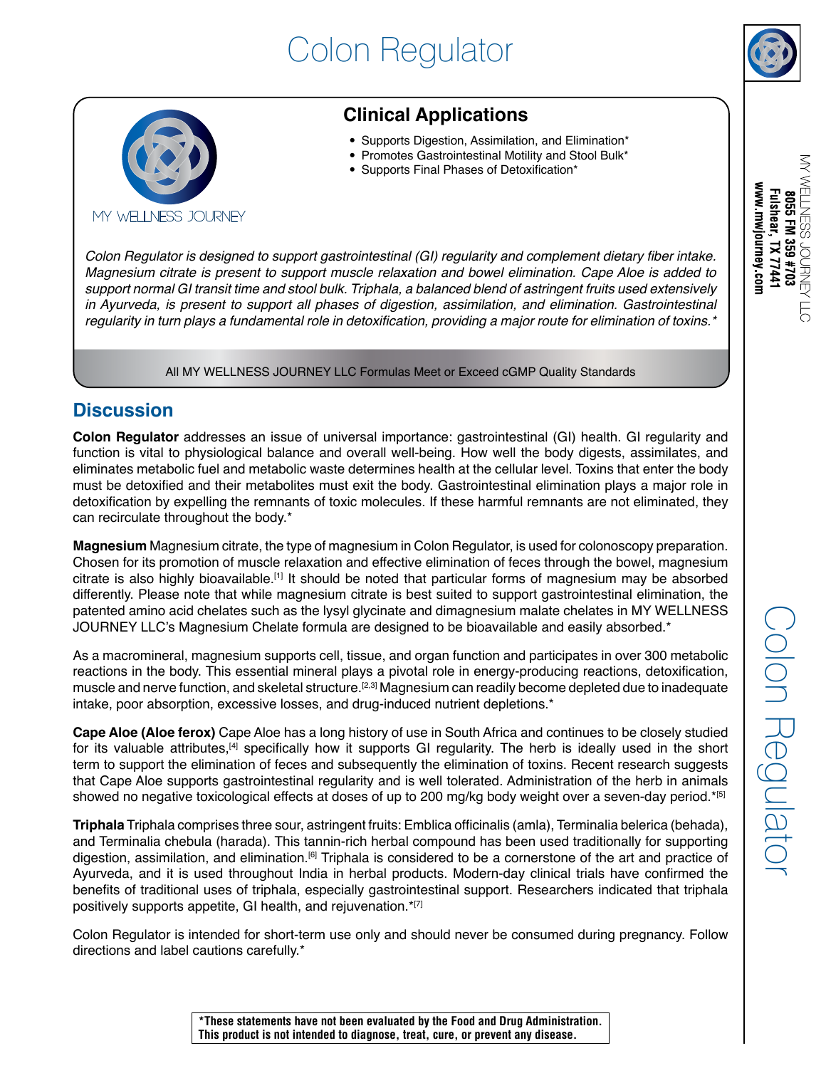# Colon Regulator

MY WELLNESS JOURNEY

## Clinical Applications

- Supports Digestion, Assimilation, and Elimination*
- Promotes Gastrointestinal Motility and Stool Bulk*
- Supports Final Phases of Detoxification*

*Colon Regulator is designed to support gastrointestinal (GI) regularity and complement dietary fiber intake. Magnesium citrate is present to support muscle relaxation and bowel elimination. Cape Aloe is added to support normal GI transit time and stool bulk. Triphala, a balanced blend of astringent fruits used extensively in Ayurveda, is present to support all phases of digestion, assimilation, and elimination. Gastrointestinal regularity in turn plays a fundamental role in detoxification, providing a major route for elimination of toxins.**

All MY WELLNESS JOURNEY LLC Formulas Meet or Exceed cGMP Quality Standards

MY WELLNESS JOURNEY LLC
**8055 FM 359 #703**
**Fulshear, TX 77441**
**www.mwjourney.com**

## Discussion

**Colon Regulator** addresses an issue of universal importance: gastrointestinal (GI) health. GI regularity and function is vital to physiological balance and overall well-being. How well the body digests, assimilates, and eliminates metabolic fuel and metabolic waste determines health at the cellular level. Toxins that enter the body must be detoxified and their metabolites must exit the body. Gastrointestinal elimination plays a major role in detoxification by expelling the remnants of toxic molecules. If these harmful remnants are not eliminated, they can recirculate throughout the body.*

**Magnesium** Magnesium citrate, the type of magnesium in Colon Regulator, is used for colonoscopy preparation. Chosen for its promotion of muscle relaxation and effective elimination of feces through the bowel, magnesium citrate is also highly bioavailable.[1] It should be noted that particular forms of magnesium may be absorbed differently. Please note that while magnesium citrate is best suited to support gastrointestinal elimination, the patented amino acid chelates such as the lysyl glycinate and dimagnesium malate chelates in MY WELLNESS JOURNEY LLC's Magnesium Chelate formula are designed to be bioavailable and easily absorbed.*

As a macromineral, magnesium supports cell, tissue, and organ function and participates in over 300 metabolic reactions in the body. This essential mineral plays a pivotal role in energy-producing reactions, detoxification, muscle and nerve function, and skeletal structure.[2,3] Magnesium can readily become depleted due to inadequate intake, poor absorption, excessive losses, and drug-induced nutrient depletions.*

**Cape Aloe (Aloe ferox)** Cape Aloe has a long history of use in South Africa and continues to be closely studied for its valuable attributes,[4] specifically how it supports GI regularity. The herb is ideally used in the short term to support the elimination of feces and subsequently the elimination of toxins. Recent research suggests that Cape Aloe supports gastrointestinal regularity and is well tolerated. Administration of the herb in animals showed no negative toxicological effects at doses of up to 200 mg/kg body weight over a seven-day period.*[5]

**Triphala** Triphala comprises three sour, astringent fruits: Emblica officinalis (amla), Terminalia belerica (behada), and Terminalia chebula (harada). This tannin-rich herbal compound has been used traditionally for supporting digestion, assimilation, and elimination.[6] Triphala is considered to be a cornerstone of the art and practice of Ayurveda, and it is used throughout India in herbal products. Modern-day clinical trials have confirmed the benefits of traditional uses of triphala, especially gastrointestinal support. Researchers indicated that triphala positively supports appetite, GI health, and rejuvenation.*[7]

Colon Regulator is intended for short-term use only and should never be consumed during pregnancy. Follow directions and label cautions carefully.*

**\*These statements have not been evaluated by the Food and Drug Administration. This product is not intended to diagnose, treat, cure, or prevent any disease.**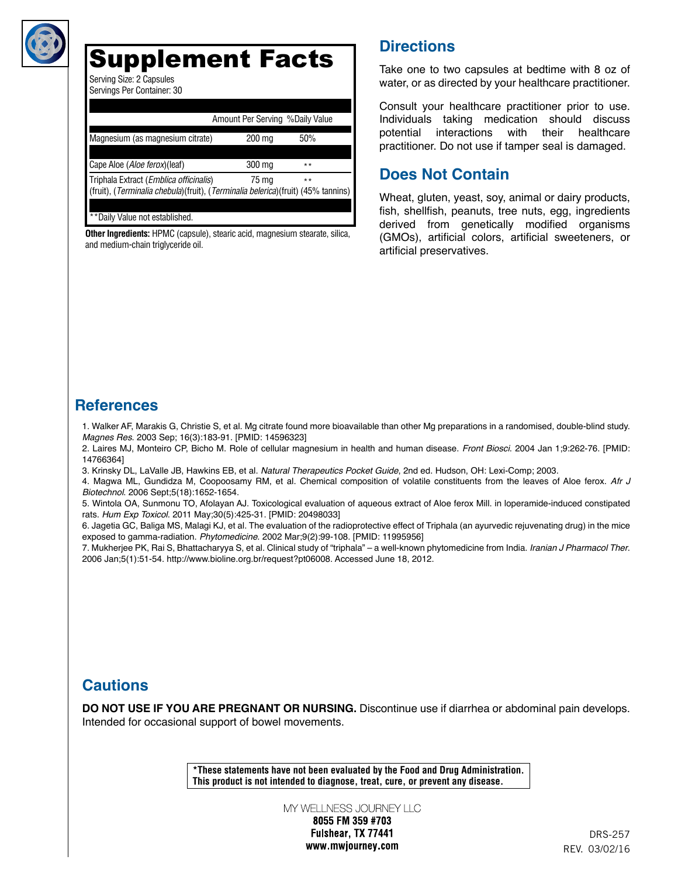# Supplement Facts

Serving Size: 2 Capsules
Servings Per Container: 30

| | Amount Per Serving | %Daily Value |
|---|---|---|
| Magnesium (as magnesium citrate) | 200 mg | 50% |
| Cape Aloe (*Aloe ferox*)(leaf) | 300 mg | ** |
| Triphala Extract (*Emblica officinalis*)(fruit), (*Terminalia chebula*)(fruit), (*Terminalia belerica*)(fruit) (45% tannins) | 75 mg | ** |

**Daily Value not established.

**Other Ingredients:** HPMC (capsule), stearic acid, magnesium stearate, silica, and medium-chain triglyceride oil.

## Directions

Take one to two capsules at bedtime with 8 oz of water, or as directed by your healthcare practitioner.

Consult your healthcare practitioner prior to use. Individuals taking medication should discuss potential interactions with their healthcare practitioner. Do not use if tamper seal is damaged.

## Does Not Contain

Wheat, gluten, yeast, soy, animal or dairy products, fish, shellfish, peanuts, tree nuts, egg, ingredients derived from genetically modified organisms (GMOs), artificial colors, artificial sweeteners, or artificial preservatives.

## References

1. Walker AF, Marakis G, Christie S, et al. Mg citrate found more bioavailable than other Mg preparations in a randomised, double-blind study. *Magnes Res*. 2003 Sep; 16(3):183-91. [PMID: 14596323]
2. Laires MJ, Monteiro CP, Bicho M. Role of cellular magnesium in health and human disease. *Front Biosci*. 2004 Jan 1;9:262-76. [PMID: 14766364]
3. Krinsky DL, LaValle JB, Hawkins EB, et al. *Natural Therapeutics Pocket Guide*, 2nd ed. Hudson, OH: Lexi-Comp; 2003.
4. Magwa ML, Gundidza M, Coopoosamy RM, et al. Chemical composition of volatile constituents from the leaves of Aloe ferox. *Afr J Biotechnol*. 2006 Sept;5(18):1652-1654.
5. Wintola OA, Sunmonu TO, Afolayan AJ. Toxicological evaluation of aqueous extract of Aloe ferox Mill. in loperamide-induced constipated rats. *Hum Exp Toxicol*. 2011 May;30(5):425-31. [PMID: 20498033]
6. Jagetia GC, Baliga MS, Malagi KJ, et al. The evaluation of the radioprotective effect of Triphala (an ayurvedic rejuvenating drug) in the mice exposed to gamma-radiation. *Phytomedicine*. 2002 Mar;9(2):99-108. [PMID: 11995956]
7. Mukherjee PK, Rai S, Bhattacharyya S, et al. Clinical study of "triphala" – a well-known phytomedicine from India. *Iranian J Pharmacol Ther*. 2006 Jan;5(1):51-54. http://www.bioline.org.br/request?pt06008. Accessed June 18, 2012.

## Cautions

**DO NOT USE IF YOU ARE PREGNANT OR NURSING.** Discontinue use if diarrhea or abdominal pain develops. Intended for occasional support of bowel movements.

**\*These statements have not been evaluated by the Food and Drug Administration. This product is not intended to diagnose, treat, cure, or prevent any disease.**

MY WELLNESS JOURNEY LLC
**8055 FM 359 #703**
**Fulshear, TX 77441**
**www.mwjourney.com**

DRS-257
REV. 03/02/16